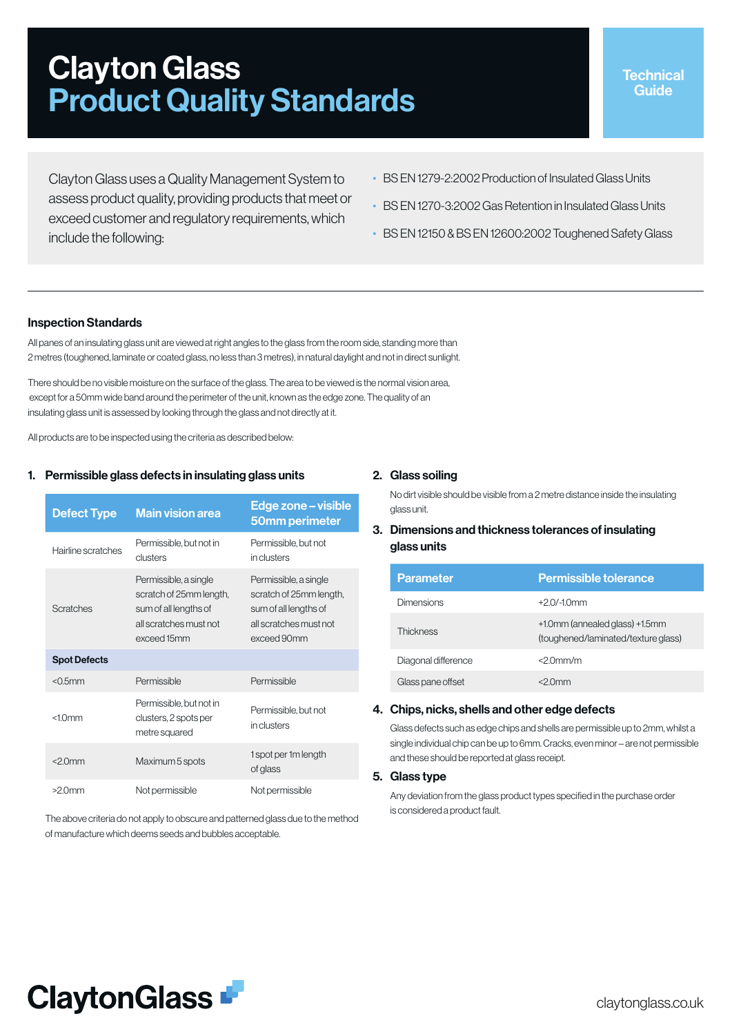# Clayton Glass
# Product Quality Standards

Technical Guide

Clayton Glass uses a Quality Management System to assess product quality, providing products that meet or exceed customer and regulatory requirements, which include the following:

- BS EN 1279-2:2002 Production of Insulated Glass Units
- BS EN 1270-3:2002 Gas Retention in Insulated Glass Units
- BS EN 12150 & BS EN 12600:2002 Toughened Safety Glass

## Inspection Standards

All panes of an insulating glass unit are viewed at right angles to the glass from the room side, standing more than 2 metres (toughened, laminate or coated glass, no less than 3 metres), in natural daylight and not in direct sunlight.

There should be no visible moisture on the surface of the glass. The area to be viewed is the normal vision area, except for a 50mm wide band around the perimeter of the unit, known as the edge zone. The quality of an insulating glass unit is assessed by looking through the glass and not directly at it.

All products are to be inspected using the criteria as described below:

### 1. Permissible glass defects in insulating glass units

| Defect Type | Main vision area | Edge zone – visible 50mm perimeter |
|---|---|---|
| Hairline scratches | Permissible, but not in clusters | Permissible, but not in clusters |
| Scratches | Permissible, a single scratch of 25mm length, sum of all lengths of all scratches must not exceed 15mm | Permissible, a single scratch of 25mm length, sum of all lengths of all scratches must not exceed 90mm |
| **Spot Defects** | | |
| <0.5mm | Permissible | Permissible |
| <1.0mm | Permissible, but not in clusters, 2 spots per metre squared | Permissible, but not in clusters |
| <2.0mm | Maximum 5 spots | 1 spot per 1m length of glass |
| >2.0mm | Not permissible | Not permissible |

The above criteria do not apply to obscure and patterned glass due to the method of manufacture which deems seeds and bubbles acceptable.

### 2. Glass soiling

No dirt visible should be visible from a 2 metre distance inside the insulating glass unit.

### 3. Dimensions and thickness tolerances of insulating glass units

| Parameter | Permissible tolerance |
|---|---|
| Dimensions | +2.0/-1.0mm |
| Thickness | +1.0mm (annealed glass) +1.5mm (toughened/laminated/texture glass) |
| Diagonal difference | <2.0mm/m |
| Glass pane offset | <2.0mm |

### 4. Chips, nicks, shells and other edge defects

Glass defects such as edge chips and shells are permissible up to 2mm, whilst a single individual chip can be up to 6mm. Cracks, even minor – are not permissible and these should be reported at glass receipt.

### 5. Glass type

Any deviation from the glass product types specified in the purchase order is considered a product fault.

ClaytonGlass

claytonglass.co.uk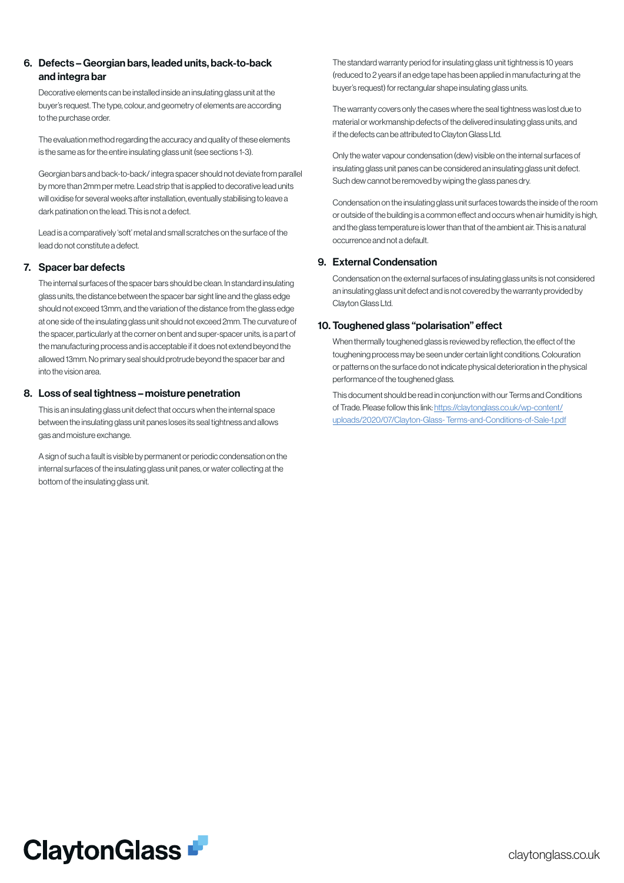## 6. Defects – Georgian bars, leaded units, back-to-back and integra bar

Decorative elements can be installed inside an insulating glass unit at the buyer's request. The type, colour, and geometry of elements are according to the purchase order.

The evaluation method regarding the accuracy and quality of these elements is the same as for the entire insulating glass unit (see sections 1-3).

Georgian bars and back-to-back/ integra spacer should not deviate from parallel by more than 2mm per metre. Lead strip that is applied to decorative lead units will oxidise for several weeks after installation, eventually stabilising to leave a dark patination on the lead. This is not a defect.

Lead is a comparatively 'soft' metal and small scratches on the surface of the lead do not constitute a defect.

## 7. Spacer bar defects

The internal surfaces of the spacer bars should be clean. In standard insulating glass units, the distance between the spacer bar sight line and the glass edge should not exceed 13mm, and the variation of the distance from the glass edge at one side of the insulating glass unit should not exceed 2mm. The curvature of the spacer, particularly at the corner on bent and super-spacer units, is a part of the manufacturing process and is acceptable if it does not extend beyond the allowed 13mm. No primary seal should protrude beyond the spacer bar and into the vision area.

## 8. Loss of seal tightness – moisture penetration

This is an insulating glass unit defect that occurs when the internal space between the insulating glass unit panes loses its seal tightness and allows gas and moisture exchange.

A sign of such a fault is visible by permanent or periodic condensation on the internal surfaces of the insulating glass unit panes, or water collecting at the bottom of the insulating glass unit.

The standard warranty period for insulating glass unit tightness is 10 years (reduced to 2 years if an edge tape has been applied in manufacturing at the buyer's request) for rectangular shape insulating glass units.

The warranty covers only the cases where the seal tightness was lost due to material or workmanship defects of the delivered insulating glass units, and if the defects can be attributed to Clayton Glass Ltd.

Only the water vapour condensation (dew) visible on the internal surfaces of insulating glass unit panes can be considered an insulating glass unit defect. Such dew cannot be removed by wiping the glass panes dry.

Condensation on the insulating glass unit surfaces towards the inside of the room or outside of the building is a common effect and occurs when air humidity is high, and the glass temperature is lower than that of the ambient air. This is a natural occurrence and not a default.

## 9. External Condensation

Condensation on the external surfaces of insulating glass units is not considered an insulating glass unit defect and is not covered by the warranty provided by Clayton Glass Ltd.

## 10. Toughened glass "polarisation" effect

When thermally toughened glass is reviewed by reflection, the effect of the toughening process may be seen under certain light conditions. Colouration or patterns on the surface do not indicate physical deterioration in the physical performance of the toughened glass.

This document should be read in conjunction with our Terms and Conditions of Trade. Please follow this link: [https://claytonglass.co.uk/wp-content/uploads/2020/07/Clayton-Glass- Terms-and-Conditions-of-Sale-1.pdf](https://claytonglass.co.uk/wp-content/uploads/2020/07/Clayton-Glass-Terms-and-Conditions-of-Sale-1.pdf)

ClaytonGlass

claytonglass.co.uk